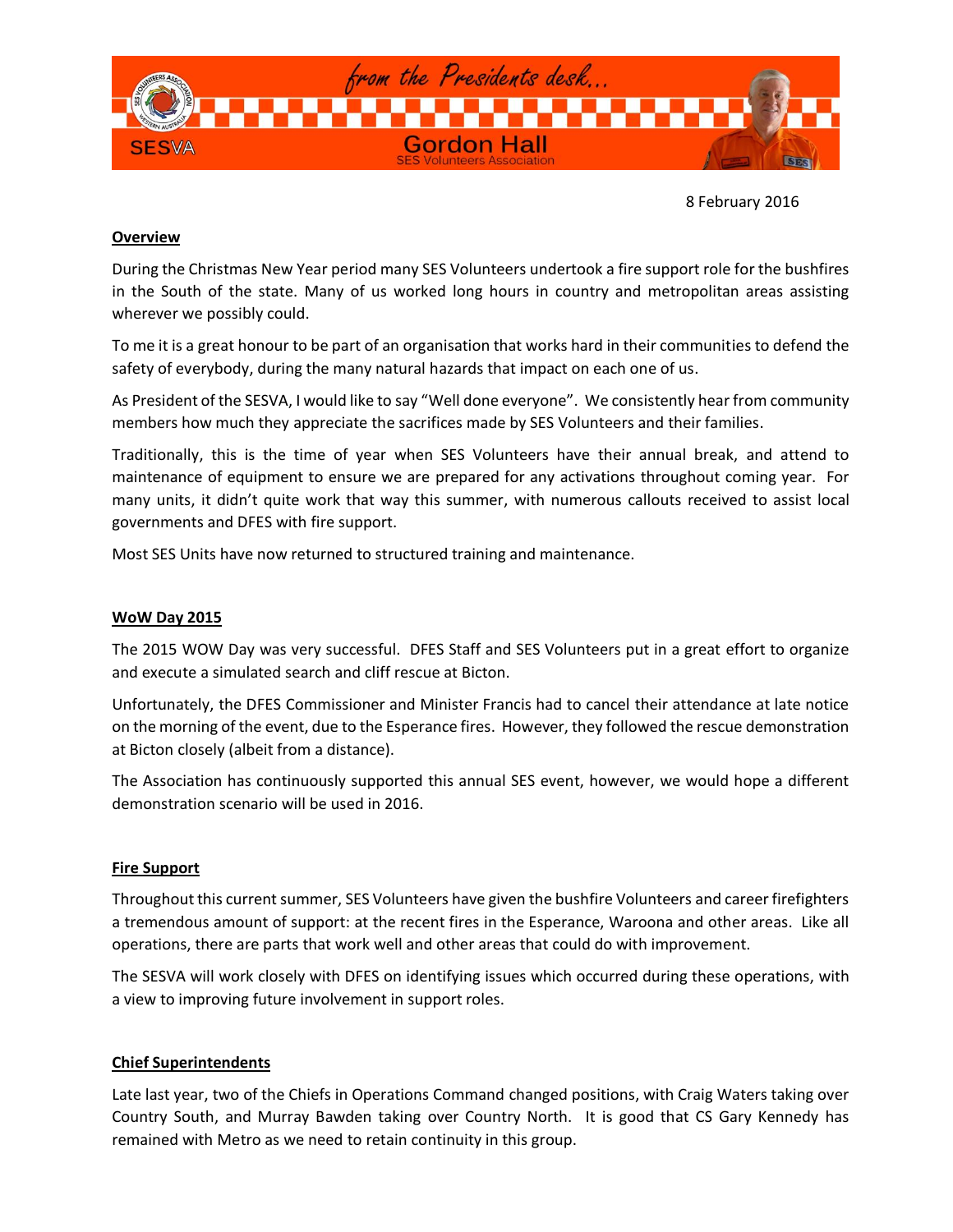from the Presidents desk...

SESVA

**Gordon Hall**
SES Volunteers Association

8 February 2016

## Overview

During the Christmas New Year period many SES Volunteers undertook a fire support role for the bushfires in the South of the state. Many of us worked long hours in country and metropolitan areas assisting wherever we possibly could.

To me it is a great honour to be part of an organisation that works hard in their communities to defend the safety of everybody, during the many natural hazards that impact on each one of us.

As President of the SESVA, I would like to say "Well done everyone". We consistently hear from community members how much they appreciate the sacrifices made by SES Volunteers and their families.

Traditionally, this is the time of year when SES Volunteers have their annual break, and attend to maintenance of equipment to ensure we are prepared for any activations throughout coming year. For many units, it didn't quite work that way this summer, with numerous callouts received to assist local governments and DFES with fire support.

Most SES Units have now returned to structured training and maintenance.

## WoW Day 2015

The 2015 WOW Day was very successful. DFES Staff and SES Volunteers put in a great effort to organize and execute a simulated search and cliff rescue at Bicton.

Unfortunately, the DFES Commissioner and Minister Francis had to cancel their attendance at late notice on the morning of the event, due to the Esperance fires. However, they followed the rescue demonstration at Bicton closely (albeit from a distance).

The Association has continuously supported this annual SES event, however, we would hope a different demonstration scenario will be used in 2016.

## Fire Support

Throughout this current summer, SES Volunteers have given the bushfire Volunteers and career firefighters a tremendous amount of support: at the recent fires in the Esperance, Waroona and other areas. Like all operations, there are parts that work well and other areas that could do with improvement.

The SESVA will work closely with DFES on identifying issues which occurred during these operations, with a view to improving future involvement in support roles.

## Chief Superintendents

Late last year, two of the Chiefs in Operations Command changed positions, with Craig Waters taking over Country South, and Murray Bawden taking over Country North. It is good that CS Gary Kennedy has remained with Metro as we need to retain continuity in this group.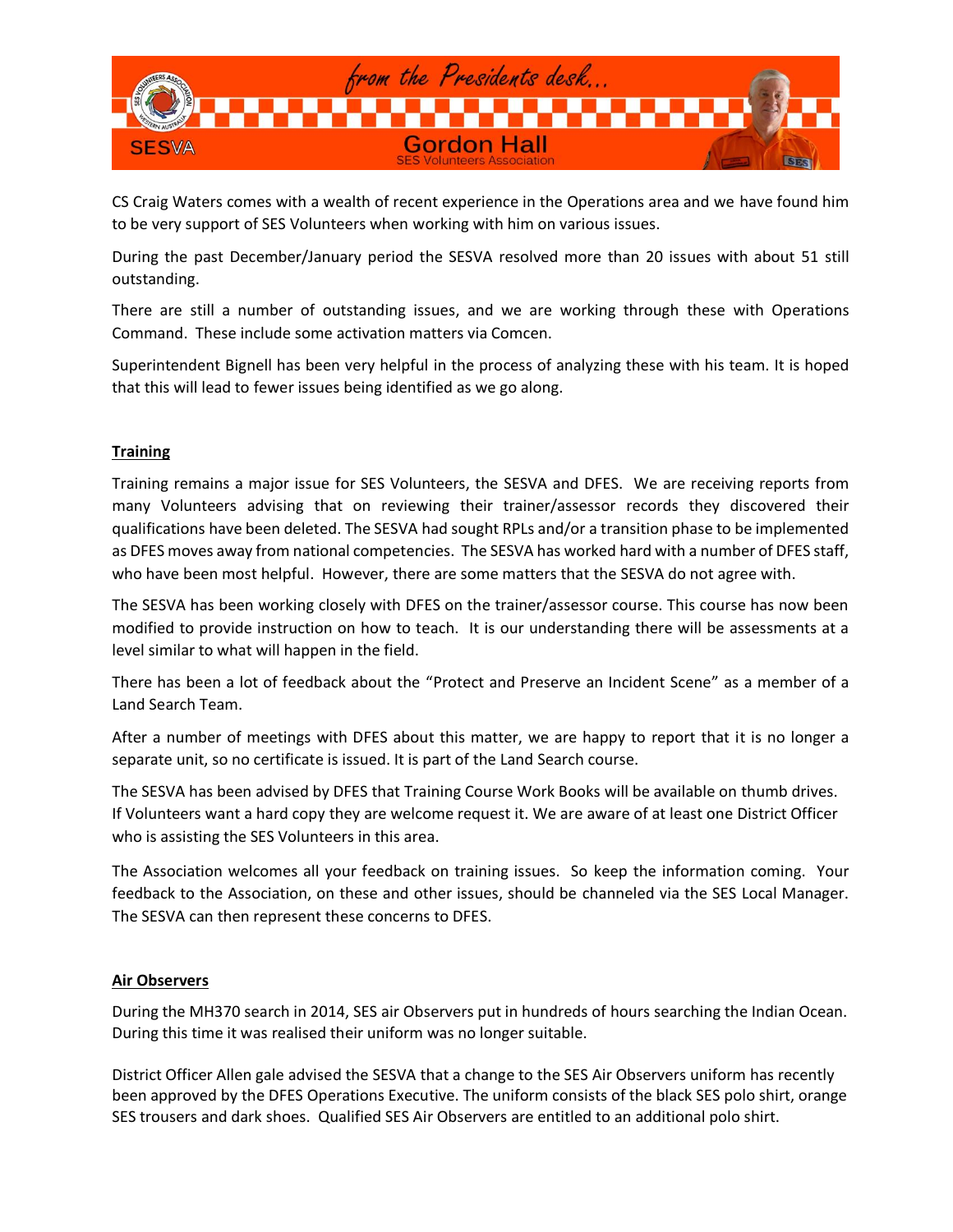CS Craig Waters comes with a wealth of recent experience in the Operations area and we have found him to be very support of SES Volunteers when working with him on various issues.

During the past December/January period the SESVA resolved more than 20 issues with about 51 still outstanding.

There are still a number of outstanding issues, and we are working through these with Operations Command. These include some activation matters via Comcen.

Superintendent Bignell has been very helpful in the process of analyzing these with his team. It is hoped that this will lead to fewer issues being identified as we go along.

## Training

Training remains a major issue for SES Volunteers, the SESVA and DFES. We are receiving reports from many Volunteers advising that on reviewing their trainer/assessor records they discovered their qualifications have been deleted. The SESVA had sought RPLs and/or a transition phase to be implemented as DFES moves away from national competencies. The SESVA has worked hard with a number of DFES staff, who have been most helpful. However, there are some matters that the SESVA do not agree with.

The SESVA has been working closely with DFES on the trainer/assessor course. This course has now been modified to provide instruction on how to teach. It is our understanding there will be assessments at a level similar to what will happen in the field.

There has been a lot of feedback about the "Protect and Preserve an Incident Scene" as a member of a Land Search Team.

After a number of meetings with DFES about this matter, we are happy to report that it is no longer a separate unit, so no certificate is issued. It is part of the Land Search course.

The SESVA has been advised by DFES that Training Course Work Books will be available on thumb drives. If Volunteers want a hard copy they are welcome request it. We are aware of at least one District Officer who is assisting the SES Volunteers in this area.

The Association welcomes all your feedback on training issues. So keep the information coming. Your feedback to the Association, on these and other issues, should be channeled via the SES Local Manager. The SESVA can then represent these concerns to DFES.

## Air Observers

During the MH370 search in 2014, SES air Observers put in hundreds of hours searching the Indian Ocean. During this time it was realised their uniform was no longer suitable.

District Officer Allen gale advised the SESVA that a change to the SES Air Observers uniform has recently been approved by the DFES Operations Executive. The uniform consists of the black SES polo shirt, orange SES trousers and dark shoes. Qualified SES Air Observers are entitled to an additional polo shirt.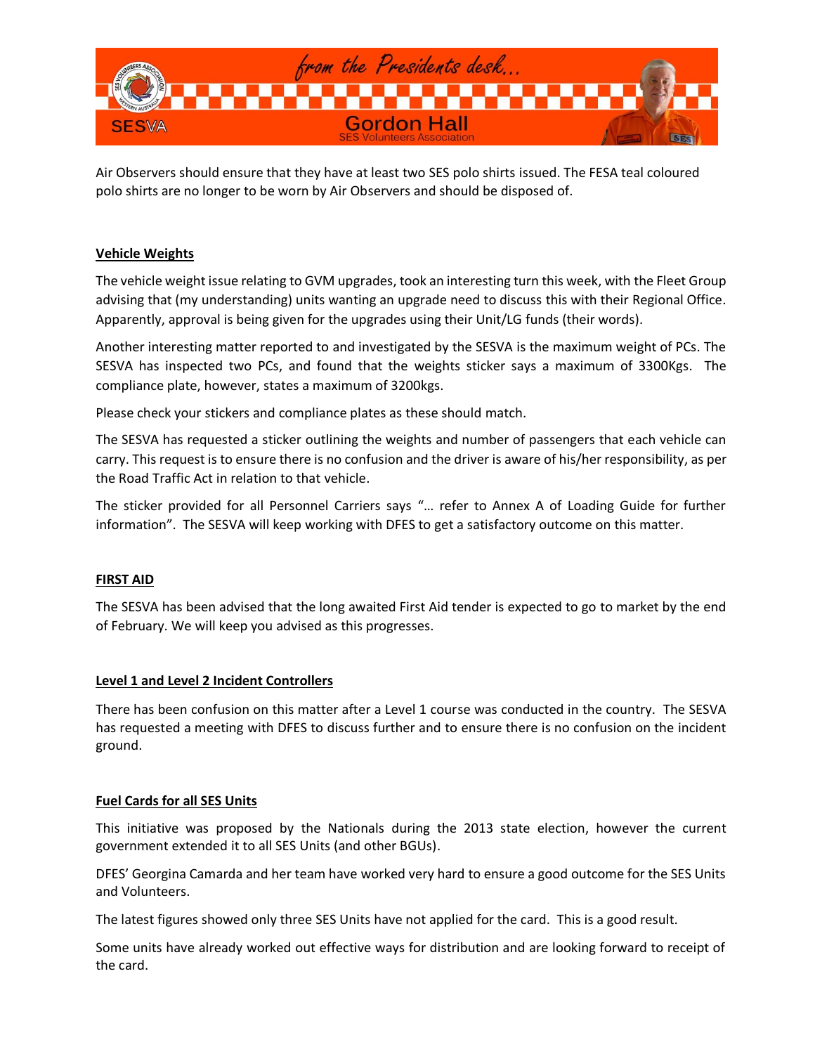Air Observers should ensure that they have at least two SES polo shirts issued. The FESA teal coloured polo shirts are no longer to be worn by Air Observers and should be disposed of.

**Vehicle Weights**

The vehicle weight issue relating to GVM upgrades, took an interesting turn this week, with the Fleet Group advising that (my understanding) units wanting an upgrade need to discuss this with their Regional Office. Apparently, approval is being given for the upgrades using their Unit/LG funds (their words).

Another interesting matter reported to and investigated by the SESVA is the maximum weight of PCs. The SESVA has inspected two PCs, and found that the weights sticker says a maximum of 3300Kgs. The compliance plate, however, states a maximum of 3200kgs.

Please check your stickers and compliance plates as these should match.

The SESVA has requested a sticker outlining the weights and number of passengers that each vehicle can carry. This request is to ensure there is no confusion and the driver is aware of his/her responsibility, as per the Road Traffic Act in relation to that vehicle.

The sticker provided for all Personnel Carriers says "… refer to Annex A of Loading Guide for further information". The SESVA will keep working with DFES to get a satisfactory outcome on this matter.

**FIRST AID**

The SESVA has been advised that the long awaited First Aid tender is expected to go to market by the end of February. We will keep you advised as this progresses.

**Level 1 and Level 2 Incident Controllers**

There has been confusion on this matter after a Level 1 course was conducted in the country. The SESVA has requested a meeting with DFES to discuss further and to ensure there is no confusion on the incident ground.

**Fuel Cards for all SES Units**

This initiative was proposed by the Nationals during the 2013 state election, however the current government extended it to all SES Units (and other BGUs).

DFES' Georgina Camarda and her team have worked very hard to ensure a good outcome for the SES Units and Volunteers.

The latest figures showed only three SES Units have not applied for the card. This is a good result.

Some units have already worked out effective ways for distribution and are looking forward to receipt of the card.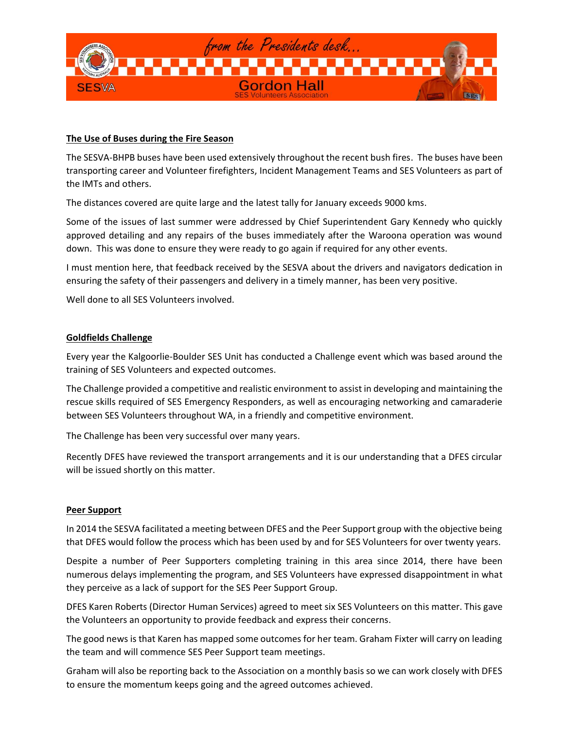from the Presidents desk...

**Gordon Hall**
SES Volunteers Association

SESVA

**The Use of Buses during the Fire Season**

The SESVA-BHPB buses have been used extensively throughout the recent bush fires. The buses have been transporting career and Volunteer firefighters, Incident Management Teams and SES Volunteers as part of the IMTs and others.

The distances covered are quite large and the latest tally for January exceeds 9000 kms.

Some of the issues of last summer were addressed by Chief Superintendent Gary Kennedy who quickly approved detailing and any repairs of the buses immediately after the Waroona operation was wound down. This was done to ensure they were ready to go again if required for any other events.

I must mention here, that feedback received by the SESVA about the drivers and navigators dedication in ensuring the safety of their passengers and delivery in a timely manner, has been very positive.

Well done to all SES Volunteers involved.

**Goldfields Challenge**

Every year the Kalgoorlie-Boulder SES Unit has conducted a Challenge event which was based around the training of SES Volunteers and expected outcomes.

The Challenge provided a competitive and realistic environment to assist in developing and maintaining the rescue skills required of SES Emergency Responders, as well as encouraging networking and camaraderie between SES Volunteers throughout WA, in a friendly and competitive environment.

The Challenge has been very successful over many years.

Recently DFES have reviewed the transport arrangements and it is our understanding that a DFES circular will be issued shortly on this matter.

**Peer Support**

In 2014 the SESVA facilitated a meeting between DFES and the Peer Support group with the objective being that DFES would follow the process which has been used by and for SES Volunteers for over twenty years.

Despite a number of Peer Supporters completing training in this area since 2014, there have been numerous delays implementing the program, and SES Volunteers have expressed disappointment in what they perceive as a lack of support for the SES Peer Support Group.

DFES Karen Roberts (Director Human Services) agreed to meet six SES Volunteers on this matter. This gave the Volunteers an opportunity to provide feedback and express their concerns.

The good news is that Karen has mapped some outcomes for her team. Graham Fixter will carry on leading the team and will commence SES Peer Support team meetings.

Graham will also be reporting back to the Association on a monthly basis so we can work closely with DFES to ensure the momentum keeps going and the agreed outcomes achieved.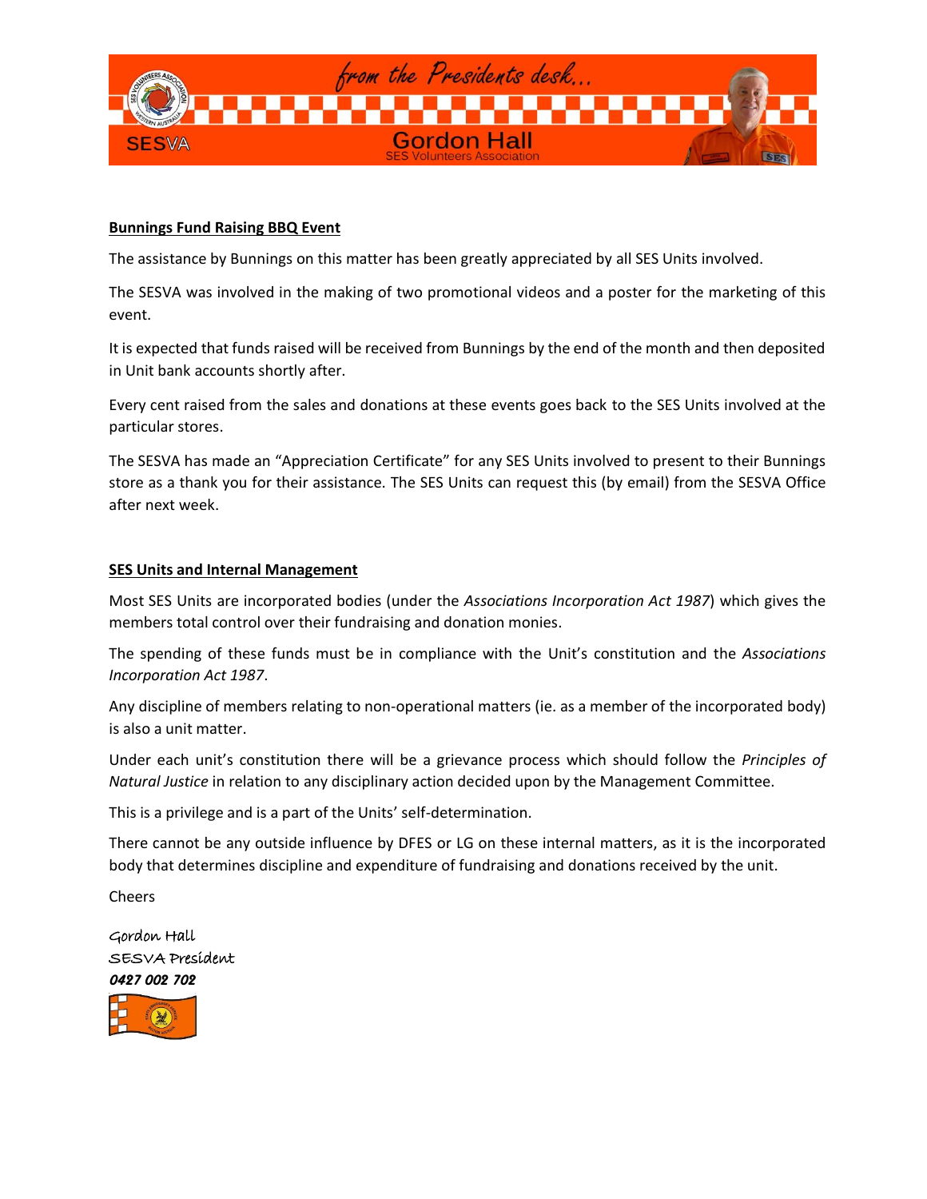## from the Presidents desk...

**Gordon Hall**
SES Volunteers Association

**Bunnings Fund Raising BBQ Event**

The assistance by Bunnings on this matter has been greatly appreciated by all SES Units involved.

The SESVA was involved in the making of two promotional videos and a poster for the marketing of this event.

It is expected that funds raised will be received from Bunnings by the end of the month and then deposited in Unit bank accounts shortly after.

Every cent raised from the sales and donations at these events goes back to the SES Units involved at the particular stores.

The SESVA has made an "Appreciation Certificate" for any SES Units involved to present to their Bunnings store as a thank you for their assistance. The SES Units can request this (by email) from the SESVA Office after next week.

**SES Units and Internal Management**

Most SES Units are incorporated bodies (under the *Associations Incorporation Act 1987*) which gives the members total control over their fundraising and donation monies.

The spending of these funds must be in compliance with the Unit's constitution and the *Associations Incorporation Act 1987*.

Any discipline of members relating to non-operational matters (ie. as a member of the incorporated body) is also a unit matter.

Under each unit's constitution there will be a grievance process which should follow the *Principles of Natural Justice* in relation to any disciplinary action decided upon by the Management Committee.

This is a privilege and is a part of the Units' self-determination.

There cannot be any outside influence by DFES or LG on these internal matters, as it is the incorporated body that determines discipline and expenditure of fundraising and donations received by the unit.

Cheers

Gordon Hall
SESVA President
***0427 002 702***